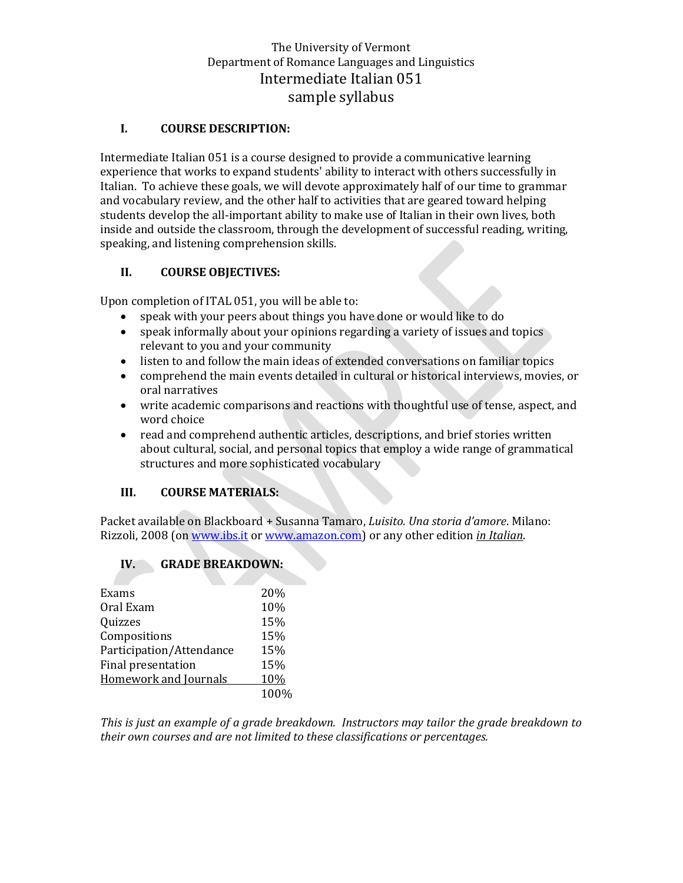The University of Vermont
Department of Romance Languages and Linguistics

# Intermediate Italian 051
## sample syllabus

### I. COURSE DESCRIPTION:

Intermediate Italian 051 is a course designed to provide a communicative learning experience that works to expand students' ability to interact with others successfully in Italian. To achieve these goals, we will devote approximately half of our time to grammar and vocabulary review, and the other half to activities that are geared toward helping students develop the all-important ability to make use of Italian in their own lives, both inside and outside the classroom, through the development of successful reading, writing, speaking, and listening comprehension skills.

### II. COURSE OBJECTIVES:

Upon completion of ITAL 051, you will be able to:

- speak with your peers about things you have done or would like to do
- speak informally about your opinions regarding a variety of issues and topics relevant to you and your community
- listen to and follow the main ideas of extended conversations on familiar topics
- comprehend the main events detailed in cultural or historical interviews, movies, or oral narratives
- write academic comparisons and reactions with thoughtful use of tense, aspect, and word choice
- read and comprehend authentic articles, descriptions, and brief stories written about cultural, social, and personal topics that employ a wide range of grammatical structures and more sophisticated vocabulary

### III. COURSE MATERIALS:

Packet available on Blackboard + Susanna Tamaro, *Luisito. Una storia d'amore*. Milano: Rizzoli, 2008 (on [www.ibs.it](www.ibs.it) or [www.amazon.com](www.amazon.com)) or any other edition ***in Italian***.

### IV. GRADE BREAKDOWN:

| | |
|---|---|
| Exams | 20% |
| Oral Exam | 10% |
| Quizzes | 15% |
| Compositions | 15% |
| Participation/Attendance | 15% |
| Final presentation | 15% |
| Homework and Journals | 10% |
| | 100% |

*This is just an example of a grade breakdown. Instructors may tailor the grade breakdown to their own courses and are not limited to these classifications or percentages.*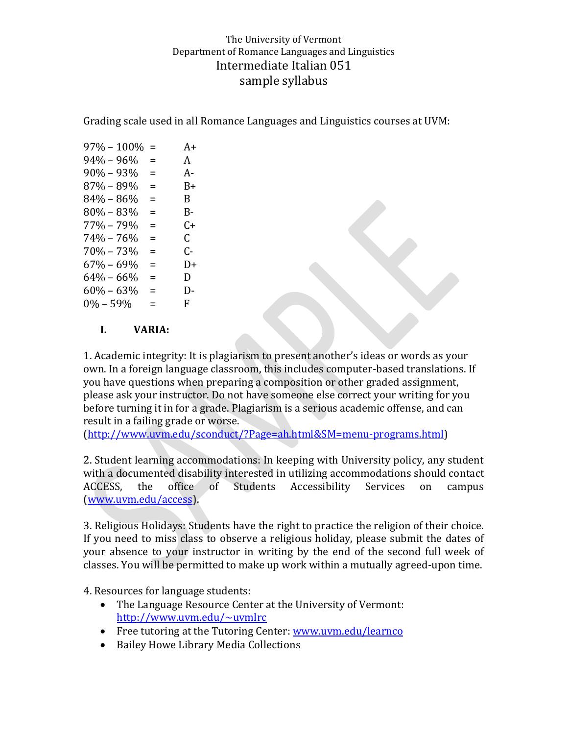The University of Vermont
Department of Romance Languages and Linguistics

# Intermediate Italian 051

## sample syllabus

Grading scale used in all Romance Languages and Linguistics courses at UVM:

| | | |
|---|---|---|
| 97% – 100% | = | A+ |
| 94% – 96% | = | A |
| 90% – 93% | = | A- |
| 87% – 89% | = | B+ |
| 84% – 86% | = | B |
| 80% – 83% | = | B- |
| 77% – 79% | = | C+ |
| 74% – 76% | = | C |
| 70% – 73% | = | C- |
| 67% – 69% | = | D+ |
| 64% – 66% | = | D |
| 60% – 63% | = | D- |
| 0% – 59% | = | F |

**I. VARIA:**

1. Academic integrity: It is plagiarism to present another's ideas or words as your own. In a foreign language classroom, this includes computer-based translations. If you have questions when preparing a composition or other graded assignment, please ask your instructor. Do not have someone else correct your writing for you before turning it in for a grade. Plagiarism is a serious academic offense, and can result in a failing grade or worse. (http://www.uvm.edu/sconduct/?Page=ah.html&SM=menu-programs.html)

2. Student learning accommodations: In keeping with University policy, any student with a documented disability interested in utilizing accommodations should contact ACCESS, the office of Students Accessibility Services on campus (www.uvm.edu/access).

3. Religious Holidays: Students have the right to practice the religion of their choice. If you need to miss class to observe a religious holiday, please submit the dates of your absence to your instructor in writing by the end of the second full week of classes. You will be permitted to make up work within a mutually agreed-upon time.

4. Resources for language students:

- The Language Resource Center at the University of Vermont: http://www.uvm.edu/~uvmlrc
- Free tutoring at the Tutoring Center: www.uvm.edu/learnco
- Bailey Howe Library Media Collections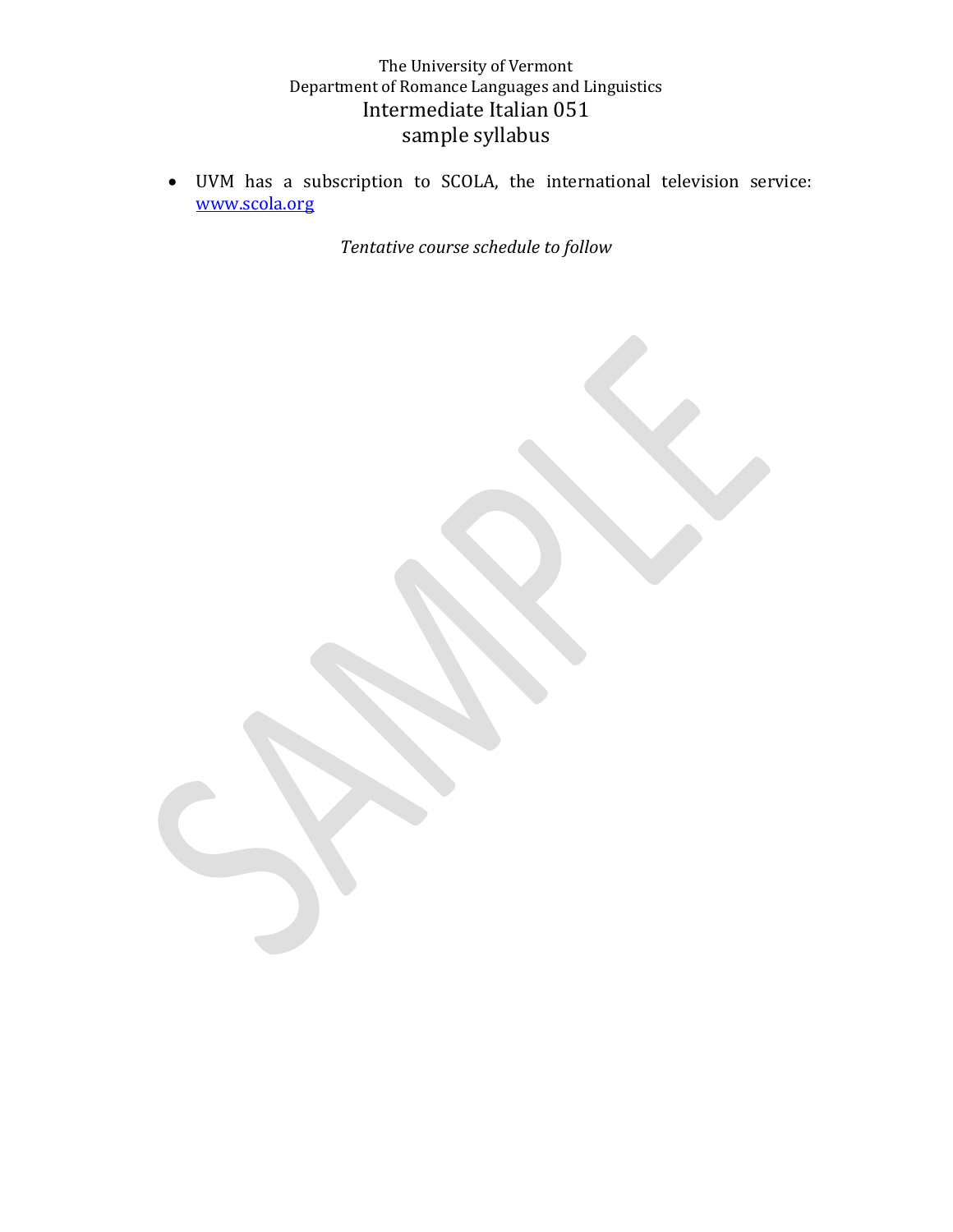- UVM has a subscription to SCOLA, the international television service: www.scola.org

*Tentative course schedule to follow*